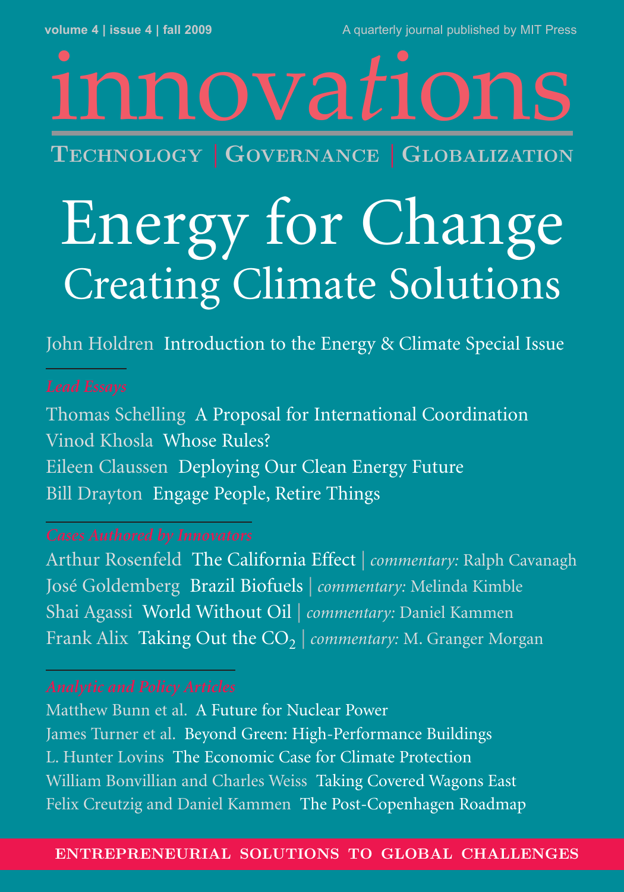volume 4 | issue 4 | fall 2009

A quarterly journal published by MIT Press

# innovations

TECHNOLOGY | GOVERNANCE | GLOBALIZATION

# Energy for Change

## Creating Climate Solutions

John Holdren Introduction to the Energy & Climate Special Issue

*Lead Essays*

Thomas Schelling A Proposal for International Coordination

Vinod Khosla Whose Rules?

Eileen Claussen Deploying Our Clean Energy Future

Bill Drayton Engage People, Retire Things

*Cases Authored by Innovators*

Arthur Rosenfeld The California Effect | *commentary:* Ralph Cavanagh

José Goldemberg Brazil Biofuels | *commentary:* Melinda Kimble

Shai Agassi World Without Oil | *commentary:* Daniel Kammen

Frank Alix Taking Out the $CO_2$ | *commentary:* M. Granger Morgan

*Analytic and Policy Articles*

Matthew Bunn et al. A Future for Nuclear Power

James Turner et al. Beyond Green: High-Performance Buildings

L. Hunter Lovins The Economic Case for Climate Protection

William Bonvillian and Charles Weiss Taking Covered Wagons East

Felix Creutzig and Daniel Kammen The Post-Copenhagen Roadmap

ENTREPRENEURIAL SOLUTIONS TO GLOBAL CHALLENGES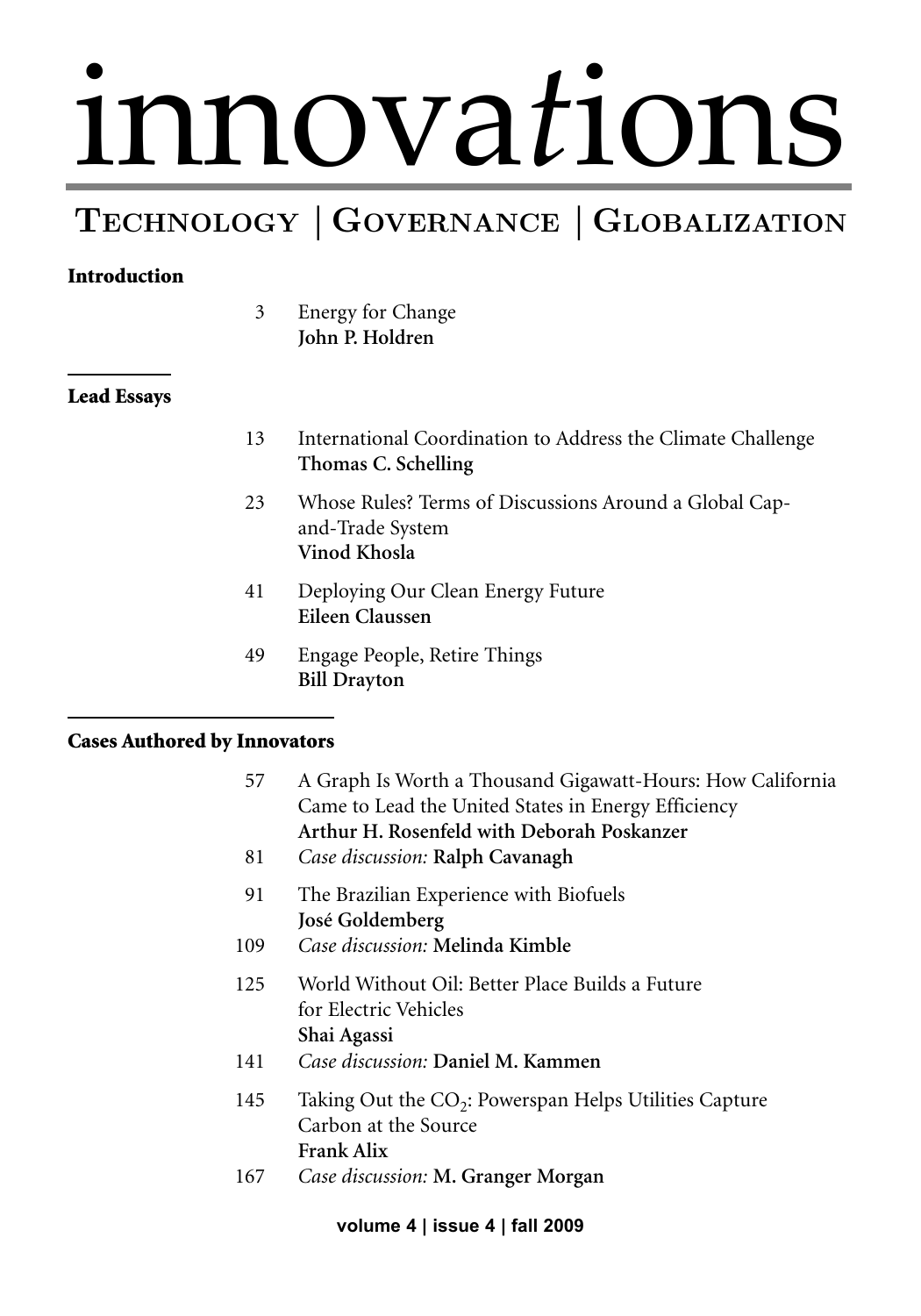# innovations

## Technology | Governance | Globalization

**Introduction**

3 Energy for Change
**John P. Holdren**

**Lead Essays**

13 International Coordination to Address the Climate Challenge
**Thomas C. Schelling**

23 Whose Rules? Terms of Discussions Around a Global Cap-and-Trade System
**Vinod Khosla**

41 Deploying Our Clean Energy Future
**Eileen Claussen**

49 Engage People, Retire Things
**Bill Drayton**

**Cases Authored by Innovators**

57 A Graph Is Worth a Thousand Gigawatt-Hours: How California Came to Lead the United States in Energy Efficiency
**Arthur H. Rosenfeld with Deborah Poskanzer**

81 *Case discussion:* **Ralph Cavanagh**

91 The Brazilian Experience with Biofuels
**José Goldemberg**

109 *Case discussion:* **Melinda Kimble**

125 World Without Oil: Better Place Builds a Future for Electric Vehicles
**Shai Agassi**

141 *Case discussion:* **Daniel M. Kammen**

145 Taking Out the $CO_2$: Powerspan Helps Utilities Capture Carbon at the Source
**Frank Alix**

167 *Case discussion:* **M. Granger Morgan**

**volume 4 | issue 4 | fall 2009**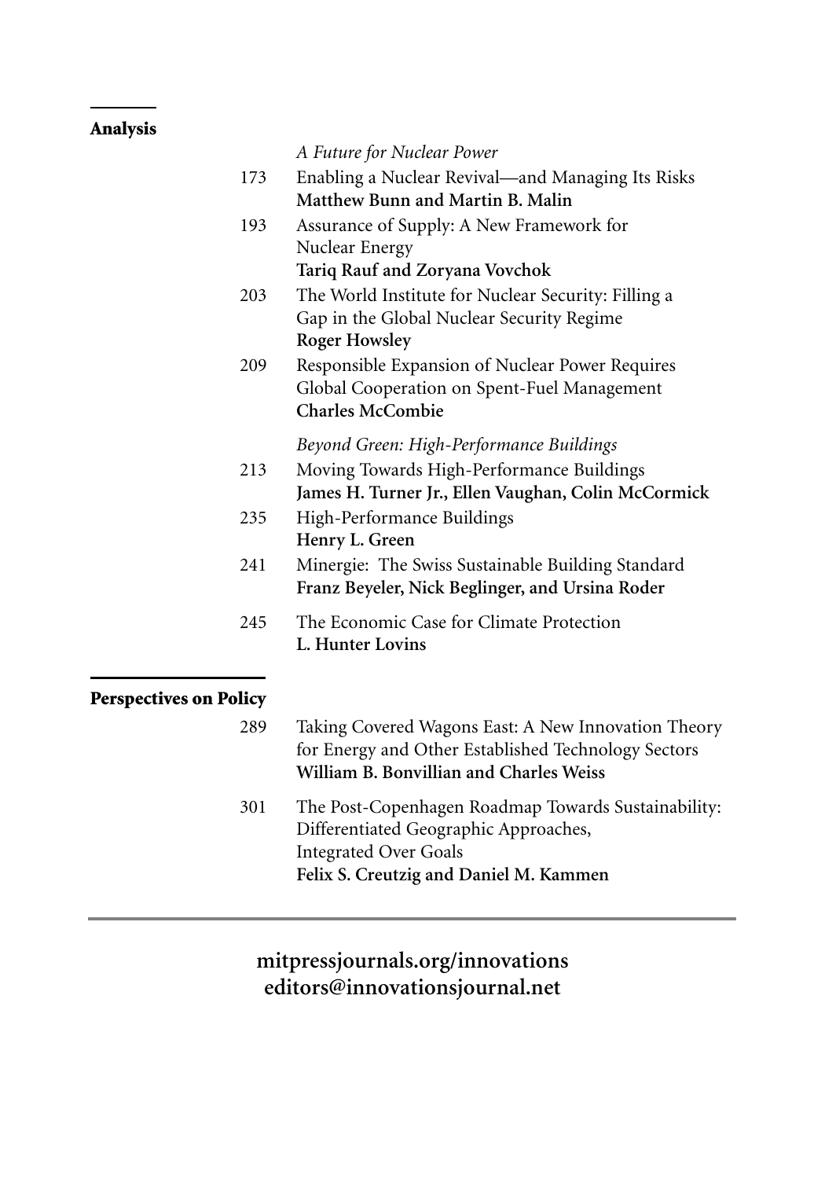## Analysis

*A Future for Nuclear Power*

173 Enabling a Nuclear Revival—and Managing Its Risks
**Matthew Bunn and Martin B. Malin**

193 Assurance of Supply: A New Framework for Nuclear Energy
**Tariq Rauf and Zoryana Vovchok**

203 The World Institute for Nuclear Security: Filling a Gap in the Global Nuclear Security Regime
**Roger Howsley**

209 Responsible Expansion of Nuclear Power Requires Global Cooperation on Spent-Fuel Management
**Charles McCombie**

*Beyond Green: High-Performance Buildings*

213 Moving Towards High-Performance Buildings
**James H. Turner Jr., Ellen Vaughan, Colin McCormick**

235 High-Performance Buildings
**Henry L. Green**

241 Minergie: The Swiss Sustainable Building Standard
**Franz Beyeler, Nick Beglinger, and Ursina Roder**

245 The Economic Case for Climate Protection
**L. Hunter Lovins**

## Perspectives on Policy

289 Taking Covered Wagons East: A New Innovation Theory for Energy and Other Established Technology Sectors
**William B. Bonvillian and Charles Weiss**

301 The Post-Copenhagen Roadmap Towards Sustainability: Differentiated Geographic Approaches, Integrated Over Goals
**Felix S. Creutzig and Daniel M. Kammen**

---

**mitpressjournals.org/innovations**
**editors@innovationsjournal.net**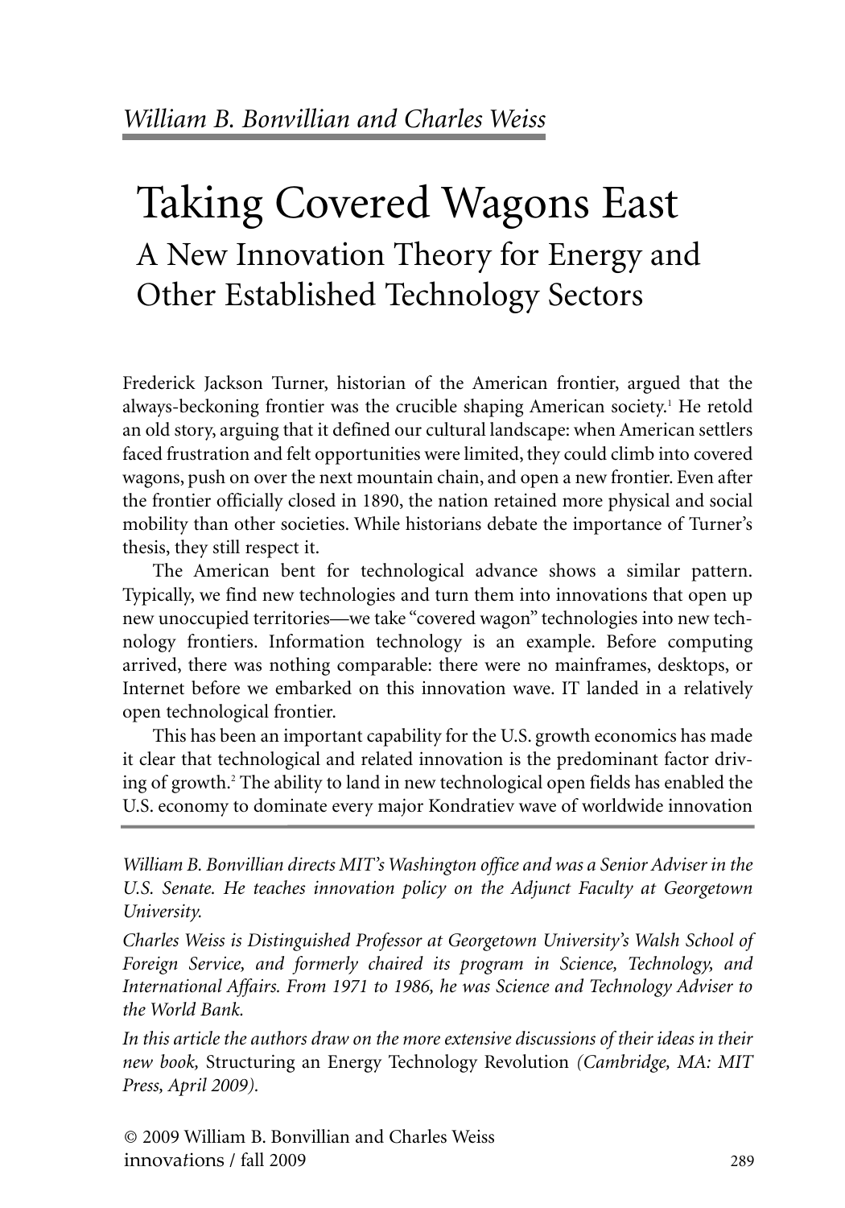*William B. Bonvillian and Charles Weiss*

# Taking Covered Wagons East

## A New Innovation Theory for Energy and Other Established Technology Sectors

Frederick Jackson Turner, historian of the American frontier, argued that the always-beckoning frontier was the crucible shaping American society.[1] He retold an old story, arguing that it defined our cultural landscape: when American settlers faced frustration and felt opportunities were limited, they could climb into covered wagons, push on over the next mountain chain, and open a new frontier. Even after the frontier officially closed in 1890, the nation retained more physical and social mobility than other societies. While historians debate the importance of Turner's thesis, they still respect it.

The American bent for technological advance shows a similar pattern. Typically, we find new technologies and turn them into innovations that open up new unoccupied territories—we take "covered wagon" technologies into new technology frontiers. Information technology is an example. Before computing arrived, there was nothing comparable: there were no mainframes, desktops, or Internet before we embarked on this innovation wave. IT landed in a relatively open technological frontier.

This has been an important capability for the U.S. growth economics has made it clear that technological and related innovation is the predominant factor driving of growth.[2] The ability to land in new technological open fields has enabled the U.S. economy to dominate every major Kondratiev wave of worldwide innovation

*William B. Bonvillian directs MIT's Washington office and was a Senior Adviser in the U.S. Senate. He teaches innovation policy on the Adjunct Faculty at Georgetown University.*

*Charles Weiss is Distinguished Professor at Georgetown University's Walsh School of Foreign Service, and formerly chaired its program in Science, Technology, and International Affairs. From 1971 to 1986, he was Science and Technology Adviser to the World Bank.*

*In this article the authors draw on the more extensive discussions of their ideas in their new book,* Structuring an Energy Technology Revolution *(Cambridge, MA: MIT Press, April 2009).*

© 2009 William B. Bonvillian and Charles Weiss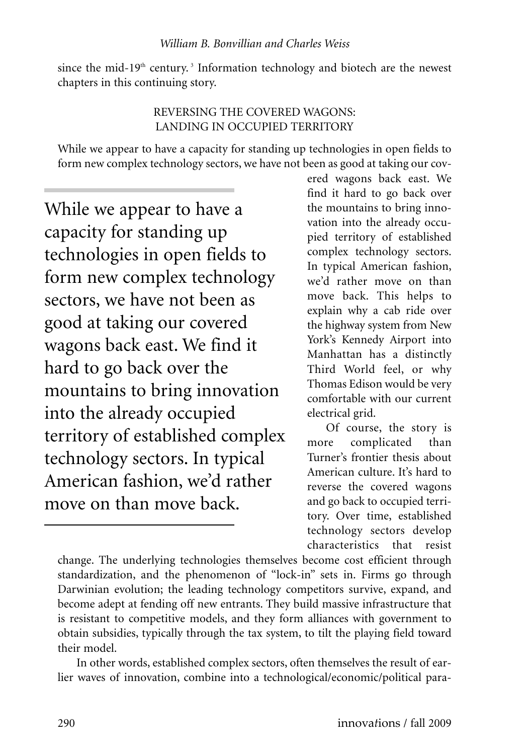since the mid-19th century.[3] Information technology and biotech are the newest chapters in this continuing story.

## REVERSING THE COVERED WAGONS: LANDING IN OCCUPIED TERRITORY

While we appear to have a capacity for standing up technologies in open fields to form new complex technology sectors, we have not been as good at taking our covered wagons back east. We find it hard to go back over the mountains to bring innovation into the already occupied territory of established complex technology sectors. In typical American fashion, we'd rather move on than move back. This helps to explain why a cab ride over the highway system from New York's Kennedy Airport into Manhattan has a distinctly Third World feel, or why Thomas Edison would be very comfortable with our current electrical grid.

> While we appear to have a capacity for standing up technologies in open fields to form new complex technology sectors, we have not been as good at taking our covered wagons back east. We find it hard to go back over the mountains to bring innovation into the already occupied territory of established complex technology sectors. In typical American fashion, we'd rather move on than move back.

Of course, the story is more complicated than Turner's frontier thesis about American culture. It's hard to reverse the covered wagons and go back to occupied territory. Over time, established technology sectors develop characteristics that resist change. The underlying technologies themselves become cost efficient through standardization, and the phenomenon of "lock-in" sets in. Firms go through Darwinian evolution; the leading technology competitors survive, expand, and become adept at fending off new entrants. They build massive infrastructure that is resistant to competitive models, and they form alliances with government to obtain subsidies, typically through the tax system, to tilt the playing field toward their model.

In other words, established complex sectors, often themselves the result of earlier waves of innovation, combine into a technological/economic/political para-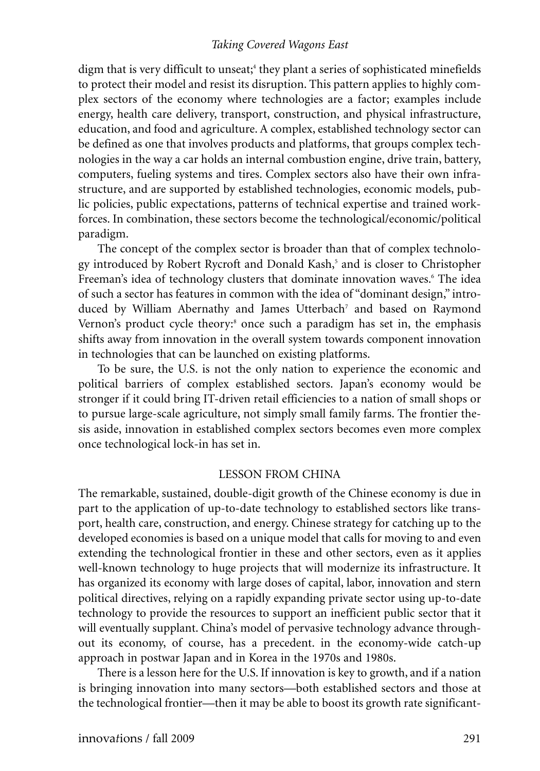digm that is very difficult to unseat;[4] they plant a series of sophisticated minefields to protect their model and resist its disruption. This pattern applies to highly complex sectors of the economy where technologies are a factor; examples include energy, health care delivery, transport, construction, and physical infrastructure, education, and food and agriculture. A complex, established technology sector can be defined as one that involves products and platforms, that groups complex technologies in the way a car holds an internal combustion engine, drive train, battery, computers, fueling systems and tires. Complex sectors also have their own infrastructure, and are supported by established technologies, economic models, public policies, public expectations, patterns of technical expertise and trained workforces. In combination, these sectors become the technological/economic/political paradigm.

The concept of the complex sector is broader than that of complex technology introduced by Robert Rycroft and Donald Kash,[5] and is closer to Christopher Freeman's idea of technology clusters that dominate innovation waves.[6] The idea of such a sector has features in common with the idea of "dominant design," introduced by William Abernathy and James Utterbach[7] and based on Raymond Vernon's product cycle theory:[8] once such a paradigm has set in, the emphasis shifts away from innovation in the overall system towards component innovation in technologies that can be launched on existing platforms.

To be sure, the U.S. is not the only nation to experience the economic and political barriers of complex established sectors. Japan's economy would be stronger if it could bring IT-driven retail efficiencies to a nation of small shops or to pursue large-scale agriculture, not simply small family farms. The frontier thesis aside, innovation in established complex sectors becomes even more complex once technological lock-in has set in.

## LESSON FROM CHINA

The remarkable, sustained, double-digit growth of the Chinese economy is due in part to the application of up-to-date technology to established sectors like transport, health care, construction, and energy. Chinese strategy for catching up to the developed economies is based on a unique model that calls for moving to and even extending the technological frontier in these and other sectors, even as it applies well-known technology to huge projects that will modernize its infrastructure. It has organized its economy with large doses of capital, labor, innovation and stern political directives, relying on a rapidly expanding private sector using up-to-date technology to provide the resources to support an inefficient public sector that it will eventually supplant. China's model of pervasive technology advance throughout its economy, of course, has a precedent. in the economy-wide catch-up approach in postwar Japan and in Korea in the 1970s and 1980s.

There is a lesson here for the U.S. If innovation is key to growth, and if a nation is bringing innovation into many sectors—both established sectors and those at the technological frontier—then it may be able to boost its growth rate significant-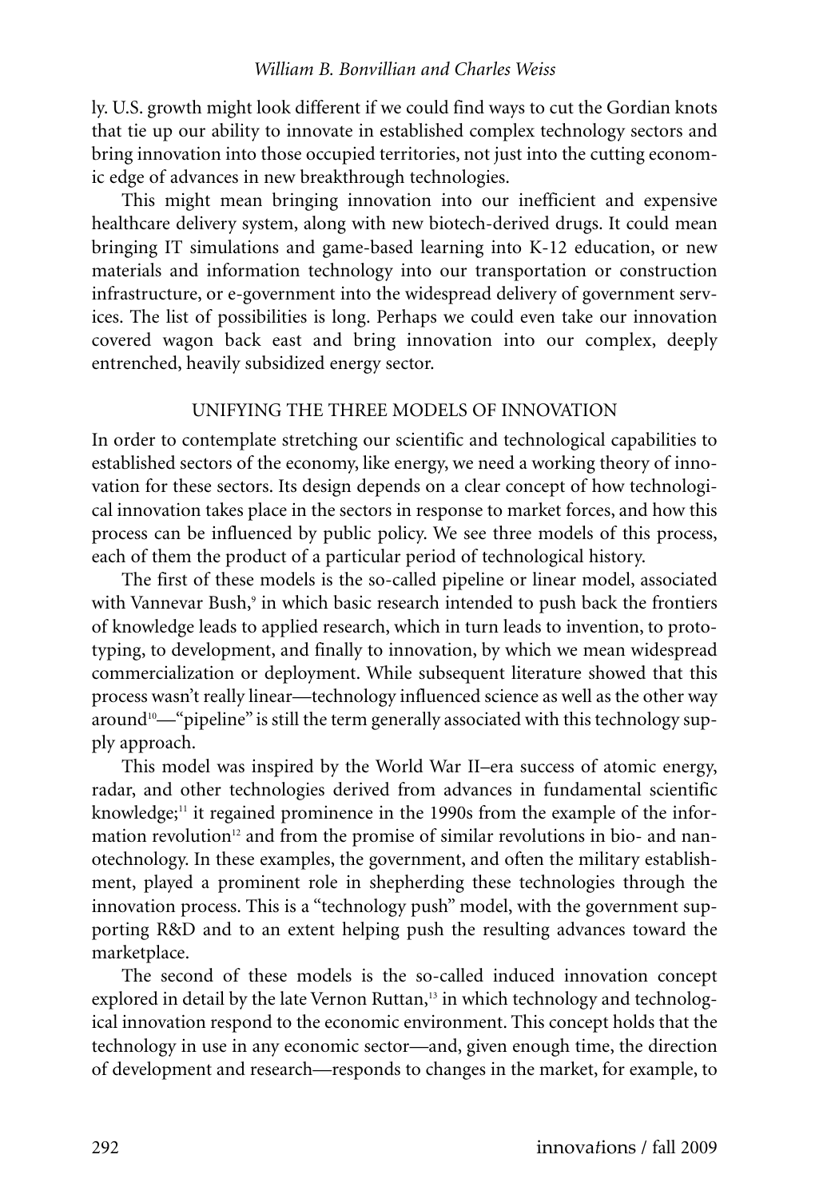ly. U.S. growth might look different if we could find ways to cut the Gordian knots that tie up our ability to innovate in established complex technology sectors and bring innovation into those occupied territories, not just into the cutting economic edge of advances in new breakthrough technologies.

This might mean bringing innovation into our inefficient and expensive healthcare delivery system, along with new biotech-derived drugs. It could mean bringing IT simulations and game-based learning into K-12 education, or new materials and information technology into our transportation or construction infrastructure, or e-government into the widespread delivery of government services. The list of possibilities is long. Perhaps we could even take our innovation covered wagon back east and bring innovation into our complex, deeply entrenched, heavily subsidized energy sector.

## UNIFYING THE THREE MODELS OF INNOVATION

In order to contemplate stretching our scientific and technological capabilities to established sectors of the economy, like energy, we need a working theory of innovation for these sectors. Its design depends on a clear concept of how technological innovation takes place in the sectors in response to market forces, and how this process can be influenced by public policy. We see three models of this process, each of them the product of a particular period of technological history.

The first of these models is the so-called pipeline or linear model, associated with Vannevar Bush,[9] in which basic research intended to push back the frontiers of knowledge leads to applied research, which in turn leads to invention, to prototyping, to development, and finally to innovation, by which we mean widespread commercialization or deployment. While subsequent literature showed that this process wasn't really linear—technology influenced science as well as the other way around[10]—"pipeline" is still the term generally associated with this technology supply approach.

This model was inspired by the World War II–era success of atomic energy, radar, and other technologies derived from advances in fundamental scientific knowledge;[11] it regained prominence in the 1990s from the example of the information revolution[12] and from the promise of similar revolutions in bio- and nanotechnology. In these examples, the government, and often the military establishment, played a prominent role in shepherding these technologies through the innovation process. This is a "technology push" model, with the government supporting R&D and to an extent helping push the resulting advances toward the marketplace.

The second of these models is the so-called induced innovation concept explored in detail by the late Vernon Ruttan,[13] in which technology and technological innovation respond to the economic environment. This concept holds that the technology in use in any economic sector—and, given enough time, the direction of development and research—responds to changes in the market, for example, to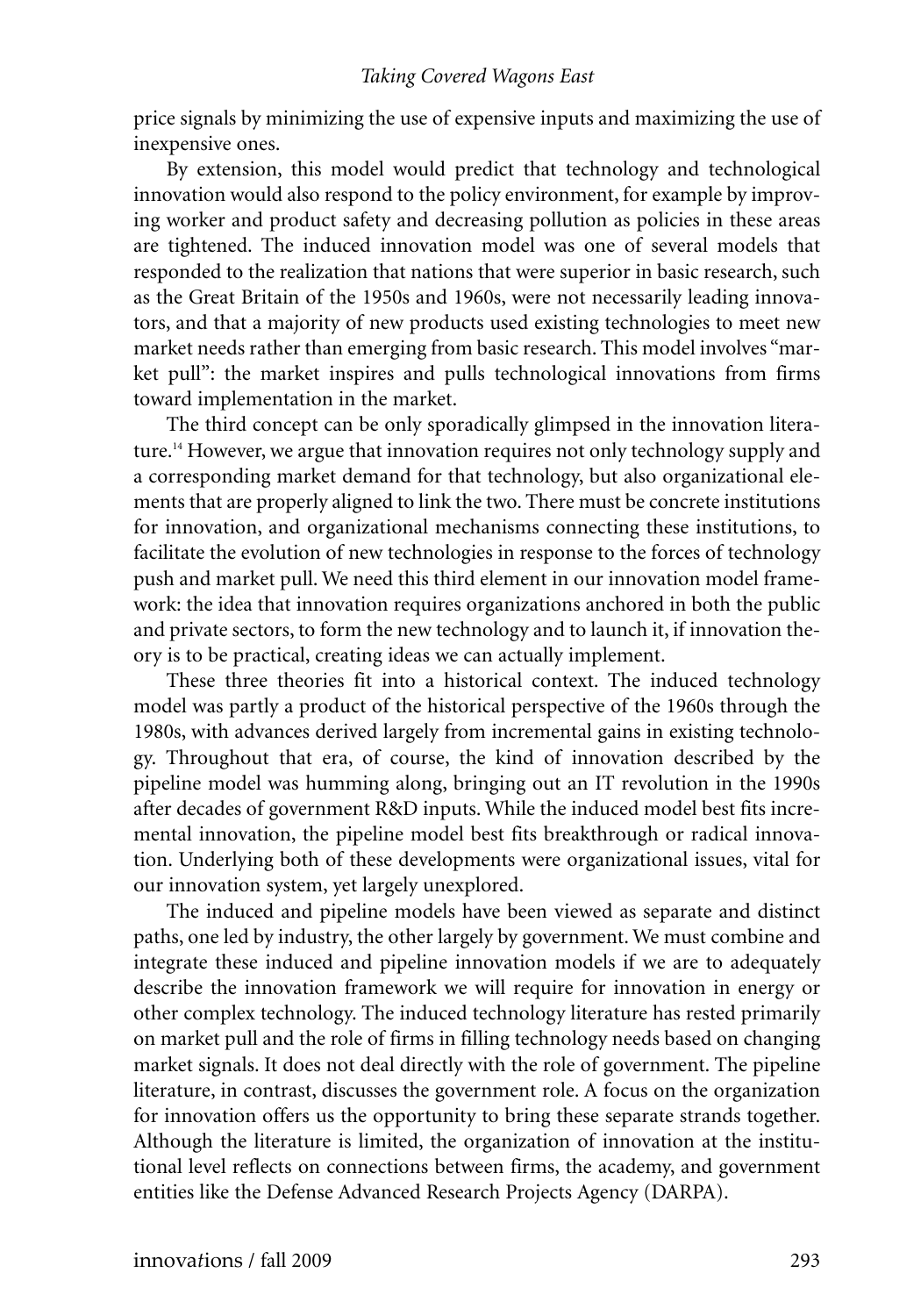price signals by minimizing the use of expensive inputs and maximizing the use of inexpensive ones.

By extension, this model would predict that technology and technological innovation would also respond to the policy environment, for example by improving worker and product safety and decreasing pollution as policies in these areas are tightened. The induced innovation model was one of several models that responded to the realization that nations that were superior in basic research, such as the Great Britain of the 1950s and 1960s, were not necessarily leading innovators, and that a majority of new products used existing technologies to meet new market needs rather than emerging from basic research. This model involves "market pull": the market inspires and pulls technological innovations from firms toward implementation in the market.

The third concept can be only sporadically glimpsed in the innovation literature.[14] However, we argue that innovation requires not only technology supply and a corresponding market demand for that technology, but also organizational elements that are properly aligned to link the two. There must be concrete institutions for innovation, and organizational mechanisms connecting these institutions, to facilitate the evolution of new technologies in response to the forces of technology push and market pull. We need this third element in our innovation model framework: the idea that innovation requires organizations anchored in both the public and private sectors, to form the new technology and to launch it, if innovation theory is to be practical, creating ideas we can actually implement.

These three theories fit into a historical context. The induced technology model was partly a product of the historical perspective of the 1960s through the 1980s, with advances derived largely from incremental gains in existing technology. Throughout that era, of course, the kind of innovation described by the pipeline model was humming along, bringing out an IT revolution in the 1990s after decades of government R&D inputs. While the induced model best fits incremental innovation, the pipeline model best fits breakthrough or radical innovation. Underlying both of these developments were organizational issues, vital for our innovation system, yet largely unexplored.

The induced and pipeline models have been viewed as separate and distinct paths, one led by industry, the other largely by government. We must combine and integrate these induced and pipeline innovation models if we are to adequately describe the innovation framework we will require for innovation in energy or other complex technology. The induced technology literature has rested primarily on market pull and the role of firms in filling technology needs based on changing market signals. It does not deal directly with the role of government. The pipeline literature, in contrast, discusses the government role. A focus on the organization for innovation offers us the opportunity to bring these separate strands together. Although the literature is limited, the organization of innovation at the institutional level reflects on connections between firms, the academy, and government entities like the Defense Advanced Research Projects Agency (DARPA).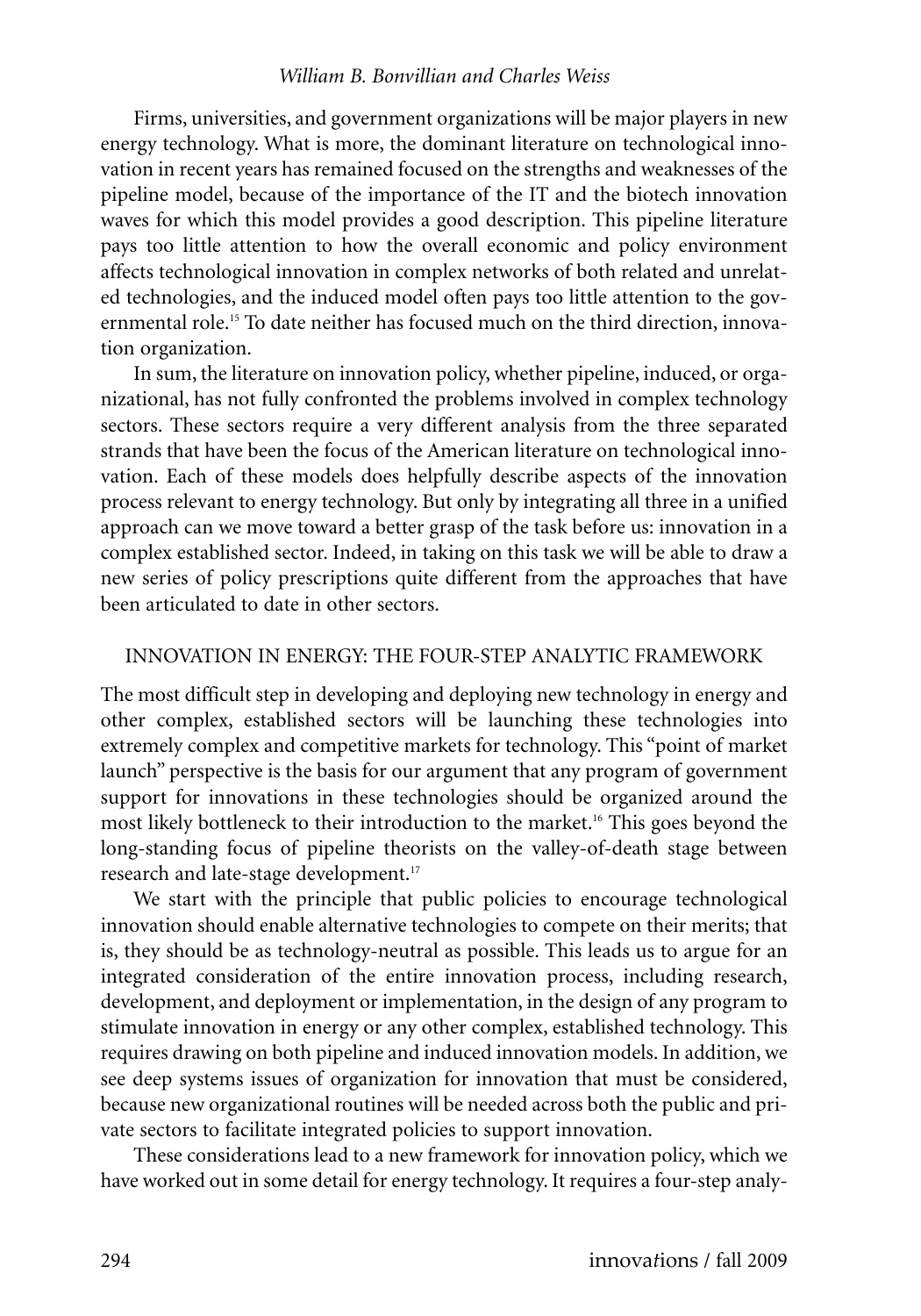Firms, universities, and government organizations will be major players in new energy technology. What is more, the dominant literature on technological innovation in recent years has remained focused on the strengths and weaknesses of the pipeline model, because of the importance of the IT and the biotech innovation waves for which this model provides a good description. This pipeline literature pays too little attention to how the overall economic and policy environment affects technological innovation in complex networks of both related and unrelated technologies, and the induced model often pays too little attention to the governmental role.[15] To date neither has focused much on the third direction, innovation organization.

In sum, the literature on innovation policy, whether pipeline, induced, or organizational, has not fully confronted the problems involved in complex technology sectors. These sectors require a very different analysis from the three separated strands that have been the focus of the American literature on technological innovation. Each of these models does helpfully describe aspects of the innovation process relevant to energy technology. But only by integrating all three in a unified approach can we move toward a better grasp of the task before us: innovation in a complex established sector. Indeed, in taking on this task we will be able to draw a new series of policy prescriptions quite different from the approaches that have been articulated to date in other sectors.

## INNOVATION IN ENERGY: THE FOUR-STEP ANALYTIC FRAMEWORK

The most difficult step in developing and deploying new technology in energy and other complex, established sectors will be launching these technologies into extremely complex and competitive markets for technology. This "point of market launch" perspective is the basis for our argument that any program of government support for innovations in these technologies should be organized around the most likely bottleneck to their introduction to the market.[16] This goes beyond the long-standing focus of pipeline theorists on the valley-of-death stage between research and late-stage development.[17]

We start with the principle that public policies to encourage technological innovation should enable alternative technologies to compete on their merits; that is, they should be as technology-neutral as possible. This leads us to argue for an integrated consideration of the entire innovation process, including research, development, and deployment or implementation, in the design of any program to stimulate innovation in energy or any other complex, established technology. This requires drawing on both pipeline and induced innovation models. In addition, we see deep systems issues of organization for innovation that must be considered, because new organizational routines will be needed across both the public and private sectors to facilitate integrated policies to support innovation.

These considerations lead to a new framework for innovation policy, which we have worked out in some detail for energy technology. It requires a four-step analy-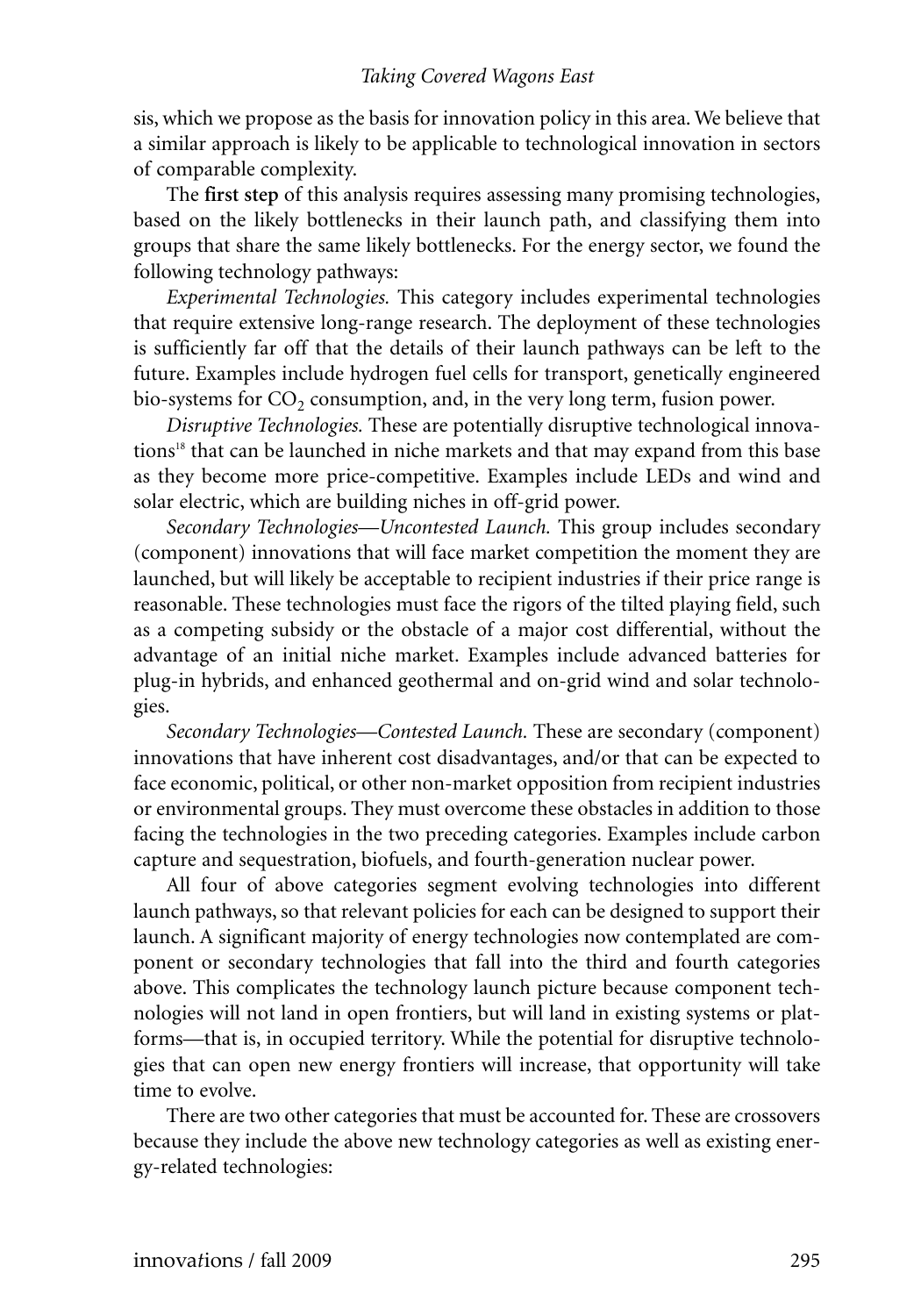sis, which we propose as the basis for innovation policy in this area. We believe that a similar approach is likely to be applicable to technological innovation in sectors of comparable complexity.

The **first step** of this analysis requires assessing many promising technologies, based on the likely bottlenecks in their launch path, and classifying them into groups that share the same likely bottlenecks. For the energy sector, we found the following technology pathways:

*Experimental Technologies.* This category includes experimental technologies that require extensive long-range research. The deployment of these technologies is sufficiently far off that the details of their launch pathways can be left to the future. Examples include hydrogen fuel cells for transport, genetically engineered bio-systems for $CO_2$ consumption, and, in the very long term, fusion power.

*Disruptive Technologies.* These are potentially disruptive technological innovations[18] that can be launched in niche markets and that may expand from this base as they become more price-competitive. Examples include LEDs and wind and solar electric, which are building niches in off-grid power.

*Secondary Technologies—Uncontested Launch.* This group includes secondary (component) innovations that will face market competition the moment they are launched, but will likely be acceptable to recipient industries if their price range is reasonable. These technologies must face the rigors of the tilted playing field, such as a competing subsidy or the obstacle of a major cost differential, without the advantage of an initial niche market. Examples include advanced batteries for plug-in hybrids, and enhanced geothermal and on-grid wind and solar technologies.

*Secondary Technologies—Contested Launch.* These are secondary (component) innovations that have inherent cost disadvantages, and/or that can be expected to face economic, political, or other non-market opposition from recipient industries or environmental groups. They must overcome these obstacles in addition to those facing the technologies in the two preceding categories. Examples include carbon capture and sequestration, biofuels, and fourth-generation nuclear power.

All four of above categories segment evolving technologies into different launch pathways, so that relevant policies for each can be designed to support their launch. A significant majority of energy technologies now contemplated are component or secondary technologies that fall into the third and fourth categories above. This complicates the technology launch picture because component technologies will not land in open frontiers, but will land in existing systems or platforms—that is, in occupied territory. While the potential for disruptive technologies that can open new energy frontiers will increase, that opportunity will take time to evolve.

There are two other categories that must be accounted for. These are crossovers because they include the above new technology categories as well as existing energy-related technologies: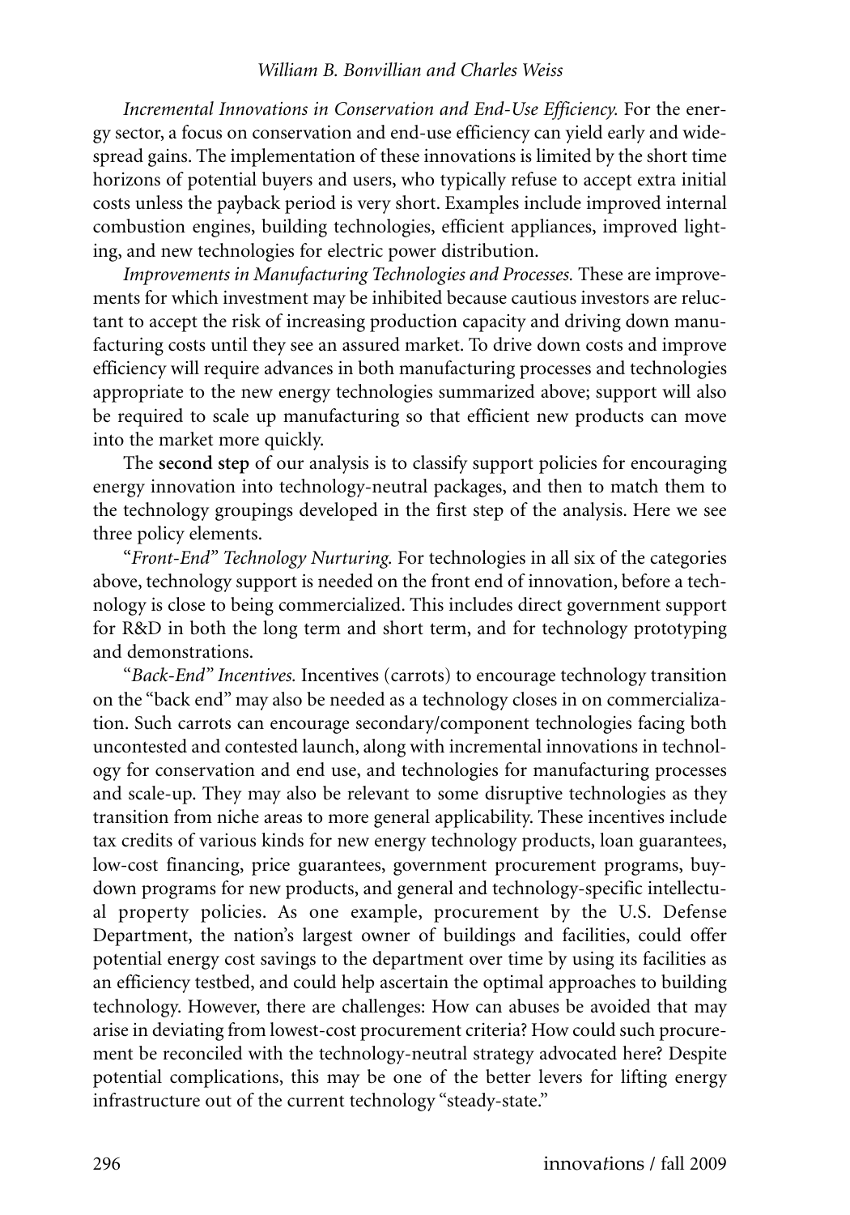*Incremental Innovations in Conservation and End-Use Efficiency.* For the energy sector, a focus on conservation and end-use efficiency can yield early and widespread gains. The implementation of these innovations is limited by the short time horizons of potential buyers and users, who typically refuse to accept extra initial costs unless the payback period is very short. Examples include improved internal combustion engines, building technologies, efficient appliances, improved lighting, and new technologies for electric power distribution.

*Improvements in Manufacturing Technologies and Processes.* These are improvements for which investment may be inhibited because cautious investors are reluctant to accept the risk of increasing production capacity and driving down manufacturing costs until they see an assured market. To drive down costs and improve efficiency will require advances in both manufacturing processes and technologies appropriate to the new energy technologies summarized above; support will also be required to scale up manufacturing so that efficient new products can move into the market more quickly.

The **second step** of our analysis is to classify support policies for encouraging energy innovation into technology-neutral packages, and then to match them to the technology groupings developed in the first step of the analysis. Here we see three policy elements.

"*Front-End*" *Technology Nurturing.* For technologies in all six of the categories above, technology support is needed on the front end of innovation, before a technology is close to being commercialized. This includes direct government support for R&D in both the long term and short term, and for technology prototyping and demonstrations.

"*Back-End*" *Incentives.* Incentives (carrots) to encourage technology transition on the "back end" may also be needed as a technology closes in on commercialization. Such carrots can encourage secondary/component technologies facing both uncontested and contested launch, along with incremental innovations in technology for conservation and end use, and technologies for manufacturing processes and scale-up. They may also be relevant to some disruptive technologies as they transition from niche areas to more general applicability. These incentives include tax credits of various kinds for new energy technology products, loan guarantees, low-cost financing, price guarantees, government procurement programs, buy-down programs for new products, and general and technology-specific intellectual property policies. As one example, procurement by the U.S. Defense Department, the nation's largest owner of buildings and facilities, could offer potential energy cost savings to the department over time by using its facilities as an efficiency testbed, and could help ascertain the optimal approaches to building technology. However, there are challenges: How can abuses be avoided that may arise in deviating from lowest-cost procurement criteria? How could such procurement be reconciled with the technology-neutral strategy advocated here? Despite potential complications, this may be one of the better levers for lifting energy infrastructure out of the current technology "steady-state."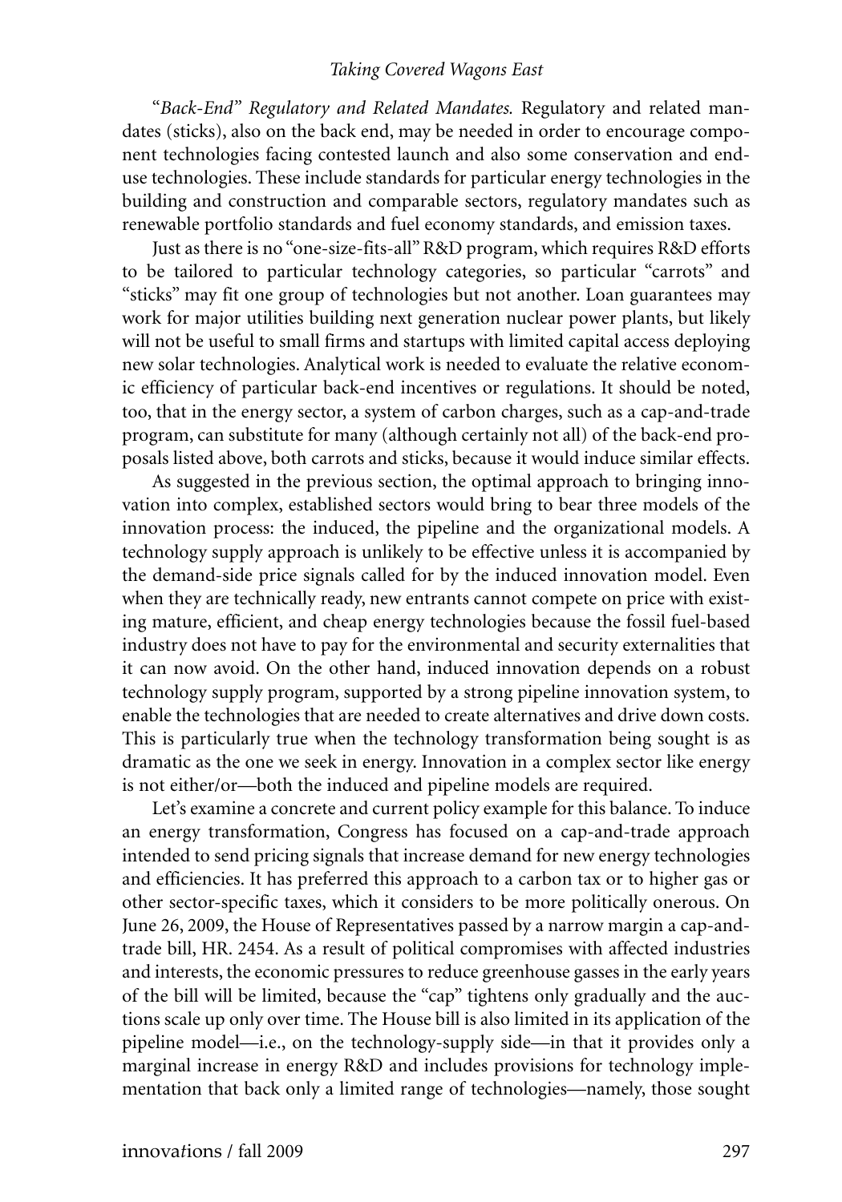*"Back-End" Regulatory and Related Mandates.* Regulatory and related mandates (sticks), also on the back end, may be needed in order to encourage component technologies facing contested launch and also some conservation and end-use technologies. These include standards for particular energy technologies in the building and construction and comparable sectors, regulatory mandates such as renewable portfolio standards and fuel economy standards, and emission taxes.

Just as there is no "one-size-fits-all" R&D program, which requires R&D efforts to be tailored to particular technology categories, so particular "carrots" and "sticks" may fit one group of technologies but not another. Loan guarantees may work for major utilities building next generation nuclear power plants, but likely will not be useful to small firms and startups with limited capital access deploying new solar technologies. Analytical work is needed to evaluate the relative economic efficiency of particular back-end incentives or regulations. It should be noted, too, that in the energy sector, a system of carbon charges, such as a cap-and-trade program, can substitute for many (although certainly not all) of the back-end proposals listed above, both carrots and sticks, because it would induce similar effects.

As suggested in the previous section, the optimal approach to bringing innovation into complex, established sectors would bring to bear three models of the innovation process: the induced, the pipeline and the organizational models. A technology supply approach is unlikely to be effective unless it is accompanied by the demand-side price signals called for by the induced innovation model. Even when they are technically ready, new entrants cannot compete on price with existing mature, efficient, and cheap energy technologies because the fossil fuel-based industry does not have to pay for the environmental and security externalities that it can now avoid. On the other hand, induced innovation depends on a robust technology supply program, supported by a strong pipeline innovation system, to enable the technologies that are needed to create alternatives and drive down costs. This is particularly true when the technology transformation being sought is as dramatic as the one we seek in energy. Innovation in a complex sector like energy is not either/or—both the induced and pipeline models are required.

Let's examine a concrete and current policy example for this balance. To induce an energy transformation, Congress has focused on a cap-and-trade approach intended to send pricing signals that increase demand for new energy technologies and efficiencies. It has preferred this approach to a carbon tax or to higher gas or other sector-specific taxes, which it considers to be more politically onerous. On June 26, 2009, the House of Representatives passed by a narrow margin a cap-and-trade bill, HR. 2454. As a result of political compromises with affected industries and interests, the economic pressures to reduce greenhouse gasses in the early years of the bill will be limited, because the "cap" tightens only gradually and the auctions scale up only over time. The House bill is also limited in its application of the pipeline model—i.e., on the technology-supply side—in that it provides only a marginal increase in energy R&D and includes provisions for technology implementation that back only a limited range of technologies—namely, those sought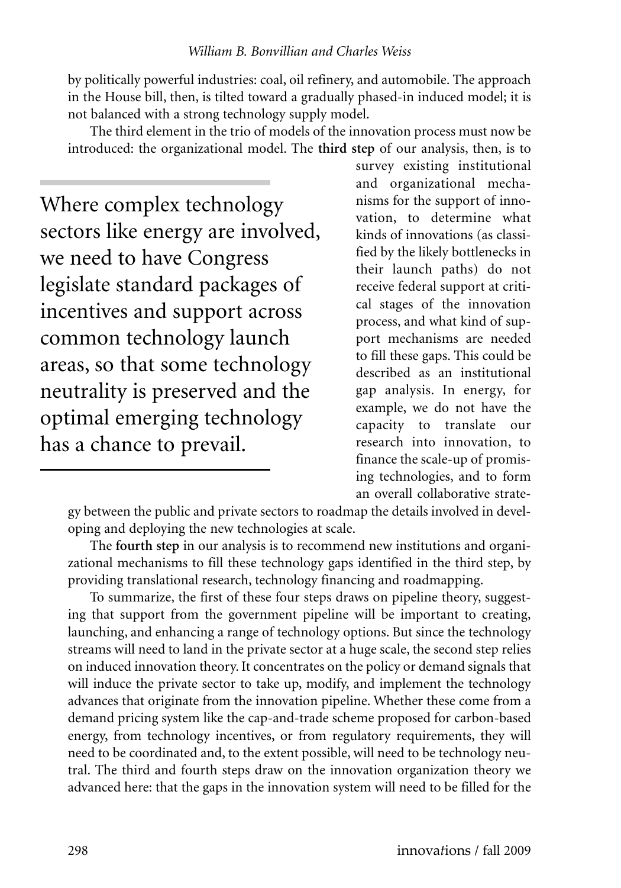by politically powerful industries: coal, oil refinery, and automobile. The approach in the House bill, then, is tilted toward a gradually phased-in induced model; it is not balanced with a strong technology supply model.

The third element in the trio of models of the innovation process must now be introduced: the organizational model. The **third step** of our analysis, then, is to survey existing institutional and organizational mechanisms for the support of innovation, to determine what kinds of innovations (as classified by the likely bottlenecks in their launch paths) do not receive federal support at critical stages of the innovation process, and what kind of support mechanisms are needed to fill these gaps. This could be described as an institutional gap analysis. In energy, for example, we do not have the capacity to translate our research into innovation, to finance the scale-up of promising technologies, and to form an overall collaborative strategy between the public and private sectors to roadmap the details involved in developing and deploying the new technologies at scale.

> Where complex technology sectors like energy are involved, we need to have Congress legislate standard packages of incentives and support across common technology launch areas, so that some technology neutrality is preserved and the optimal emerging technology has a chance to prevail.

The **fourth step** in our analysis is to recommend new institutions and organizational mechanisms to fill these technology gaps identified in the third step, by providing translational research, technology financing and roadmapping.

To summarize, the first of these four steps draws on pipeline theory, suggesting that support from the government pipeline will be important to creating, launching, and enhancing a range of technology options. But since the technology streams will need to land in the private sector at a huge scale, the second step relies on induced innovation theory. It concentrates on the policy or demand signals that will induce the private sector to take up, modify, and implement the technology advances that originate from the innovation pipeline. Whether these come from a demand pricing system like the cap-and-trade scheme proposed for carbon-based energy, from technology incentives, or from regulatory requirements, they will need to be coordinated and, to the extent possible, will need to be technology neutral. The third and fourth steps draw on the innovation organization theory we advanced here: that the gaps in the innovation system will need to be filled for the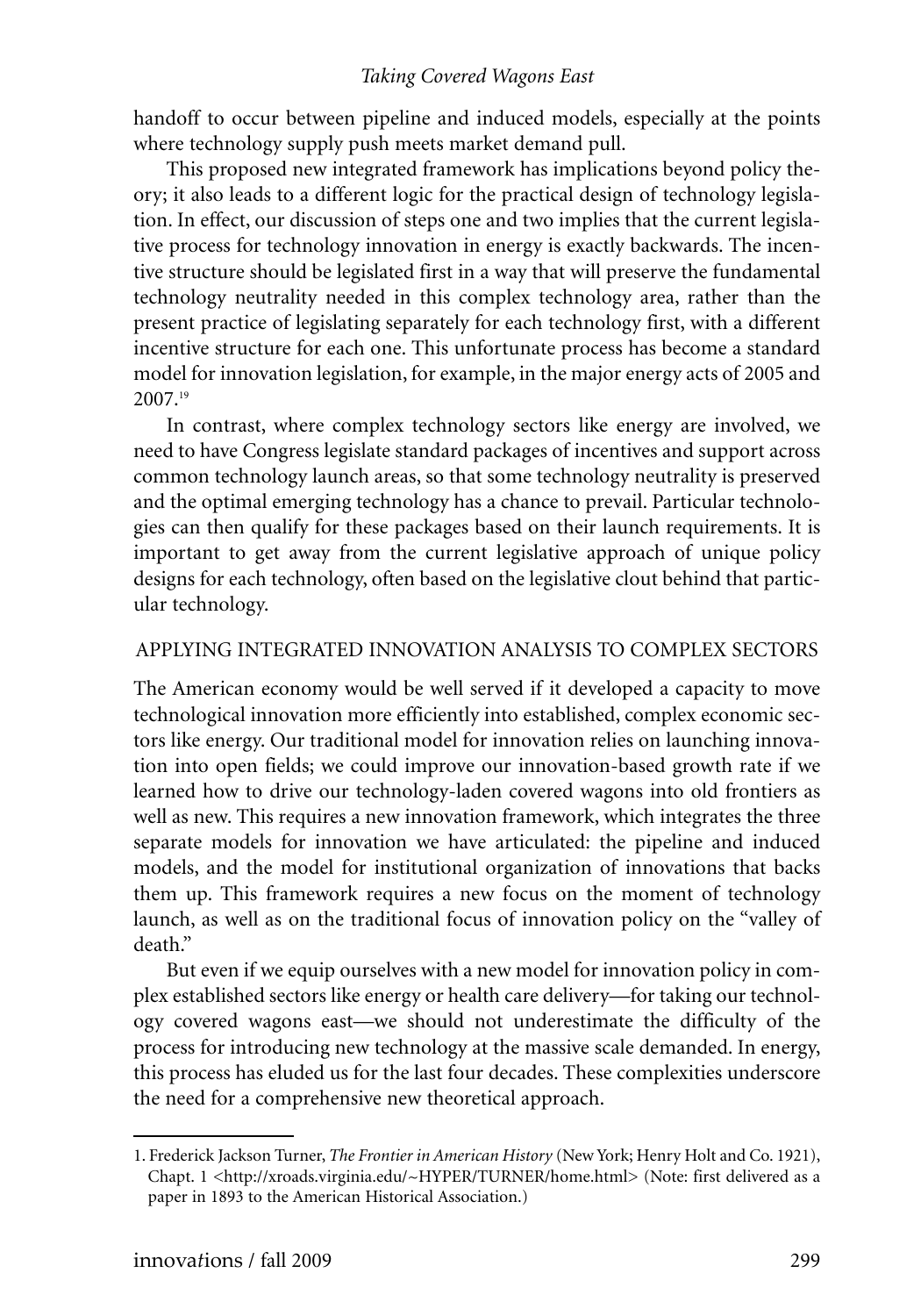handoff to occur between pipeline and induced models, especially at the points where technology supply push meets market demand pull.

This proposed new integrated framework has implications beyond policy theory; it also leads to a different logic for the practical design of technology legislation. In effect, our discussion of steps one and two implies that the current legislative process for technology innovation in energy is exactly backwards. The incentive structure should be legislated first in a way that will preserve the fundamental technology neutrality needed in this complex technology area, rather than the present practice of legislating separately for each technology first, with a different incentive structure for each one. This unfortunate process has become a standard model for innovation legislation, for example, in the major energy acts of 2005 and 2007.[19]

In contrast, where complex technology sectors like energy are involved, we need to have Congress legislate standard packages of incentives and support across common technology launch areas, so that some technology neutrality is preserved and the optimal emerging technology has a chance to prevail. Particular technologies can then qualify for these packages based on their launch requirements. It is important to get away from the current legislative approach of unique policy designs for each technology, often based on the legislative clout behind that particular technology.

## APPLYING INTEGRATED INNOVATION ANALYSIS TO COMPLEX SECTORS

The American economy would be well served if it developed a capacity to move technological innovation more efficiently into established, complex economic sectors like energy. Our traditional model for innovation relies on launching innovation into open fields; we could improve our innovation-based growth rate if we learned how to drive our technology-laden covered wagons into old frontiers as well as new. This requires a new innovation framework, which integrates the three separate models for innovation we have articulated: the pipeline and induced models, and the model for institutional organization of innovations that backs them up. This framework requires a new focus on the moment of technology launch, as well as on the traditional focus of innovation policy on the "valley of death."

But even if we equip ourselves with a new model for innovation policy in complex established sectors like energy or health care delivery—for taking our technology covered wagons east—we should not underestimate the difficulty of the process for introducing new technology at the massive scale demanded. In energy, this process has eluded us for the last four decades. These complexities underscore the need for a comprehensive new theoretical approach.

---

1. Frederick Jackson Turner, *The Frontier in American History* (New York; Henry Holt and Co. 1921), Chapt. 1 <http://xroads.virginia.edu/~HYPER/TURNER/home.html> (Note: first delivered as a paper in 1893 to the American Historical Association.)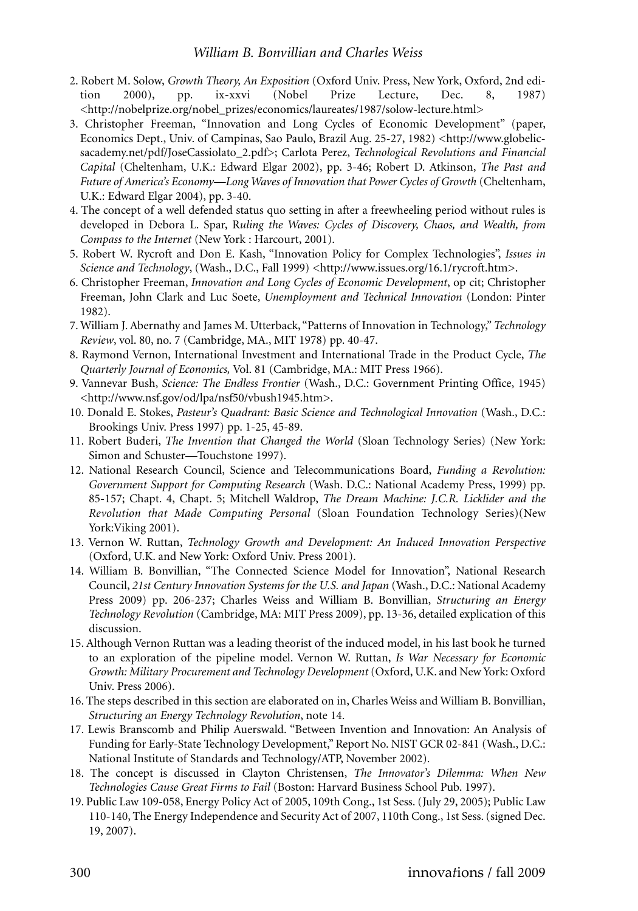2. Robert M. Solow, *Growth Theory, An Exposition* (Oxford Univ. Press, New York, Oxford, 2nd edition 2000), pp. ix-xxvi (Nobel Prize Lecture, Dec. 8, 1987) <http://nobelprize.org/nobel_prizes/economics/laureates/1987/solow-lecture.html>

3. Christopher Freeman, "Innovation and Long Cycles of Economic Development" (paper, Economics Dept., Univ. of Campinas, Sao Paulo, Brazil Aug. 25-27, 1982) <http://www.globelicsacademy.net/pdf/JoseCassiolato_2.pdf>; Carlota Perez, *Technological Revolutions and Financial Capital* (Cheltenham, U.K.: Edward Elgar 2002), pp. 3-46; Robert D. Atkinson, *The Past and Future of America's Economy—Long Waves of Innovation that Power Cycles of Growth* (Cheltenham, U.K.: Edward Elgar 2004), pp. 3-40.

4. The concept of a well defended status quo setting in after a freewheeling period without rules is developed in Debora L. Spar, R*uling the Waves: Cycles of Discovery, Chaos, and Wealth, from Compass to the Internet* (New York : Harcourt, 2001).

5. Robert W. Rycroft and Don E. Kash, "Innovation Policy for Complex Technologies", *Issues in Science and Technology*, (Wash., D.C., Fall 1999) <http://www.issues.org/16.1/rycroft.htm>.

6. Christopher Freeman, *Innovation and Long Cycles of Economic Development*, op cit; Christopher Freeman, John Clark and Luc Soete, *Unemployment and Technical Innovation* (London: Pinter 1982).

7. William J. Abernathy and James M. Utterback, "Patterns of Innovation in Technology," *Technology Review*, vol. 80, no. 7 (Cambridge, MA., MIT 1978) pp. 40-47.

8. Raymond Vernon, International Investment and International Trade in the Product Cycle, *The Quarterly Journal of Economics,* Vol. 81 (Cambridge, MA.: MIT Press 1966).

9. Vannevar Bush, *Science: The Endless Frontier* (Wash., D.C.: Government Printing Office, 1945) <http://www.nsf.gov/od/lpa/nsf50/vbush1945.htm>.

10. Donald E. Stokes, *Pasteur's Quadrant: Basic Science and Technological Innovation* (Wash., D.C.: Brookings Univ. Press 1997) pp. 1-25, 45-89.

11. Robert Buderi, *The Invention that Changed the World* (Sloan Technology Series) (New York: Simon and Schuster—Touchstone 1997).

12. National Research Council, Science and Telecommunications Board, *Funding a Revolution: Government Support for Computing Research* (Wash. D.C.: National Academy Press, 1999) pp. 85-157; Chapt. 4, Chapt. 5; Mitchell Waldrop, *The Dream Machine: J.C.R. Licklider and the Revolution that Made Computing Personal* (Sloan Foundation Technology Series)(New York:Viking 2001).

13. Vernon W. Ruttan, *Technology Growth and Development: An Induced Innovation Perspective* (Oxford, U.K. and New York: Oxford Univ. Press 2001).

14. William B. Bonvillian, "The Connected Science Model for Innovation", National Research Council, *21st Century Innovation Systems for the U.S. and Japan* (Wash., D.C.: National Academy Press 2009) pp. 206-237; Charles Weiss and William B. Bonvillian, *Structuring an Energy Technology Revolution* (Cambridge, MA: MIT Press 2009), pp. 13-36, detailed explication of this discussion.

15. Although Vernon Ruttan was a leading theorist of the induced model, in his last book he turned to an exploration of the pipeline model. Vernon W. Ruttan, *Is War Necessary for Economic Growth: Military Procurement and Technology Development* (Oxford, U.K. and New York: Oxford Univ. Press 2006).

16. The steps described in this section are elaborated on in, Charles Weiss and William B. Bonvillian, *Structuring an Energy Technology Revolution*, note 14.

17. Lewis Branscomb and Philip Auerswald. "Between Invention and Innovation: An Analysis of Funding for Early-State Technology Development," Report No. NIST GCR 02-841 (Wash., D.C.: National Institute of Standards and Technology/ATP, November 2002).

18. The concept is discussed in Clayton Christensen, *The Innovator's Dilemma: When New Technologies Cause Great Firms to Fail* (Boston: Harvard Business School Pub. 1997).

19. Public Law 109-058, Energy Policy Act of 2005, 109th Cong., 1st Sess. (July 29, 2005); Public Law 110-140, The Energy Independence and Security Act of 2007, 110th Cong., 1st Sess. (signed Dec. 19, 2007).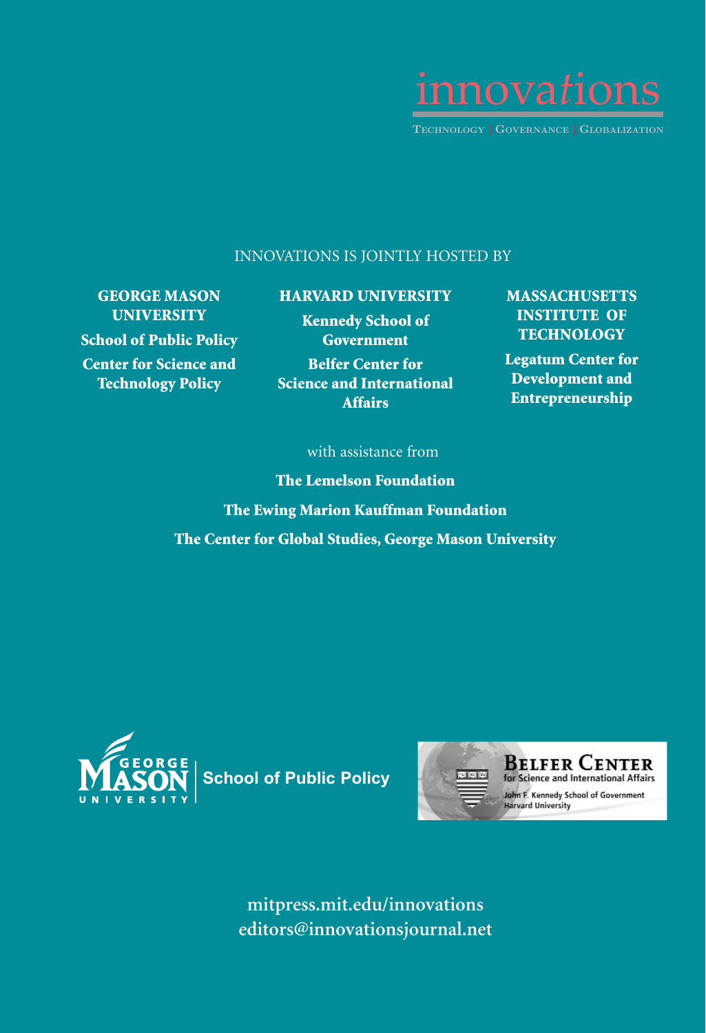# innovations

TECHNOLOGY | GOVERNANCE | GLOBALIZATION

INNOVATIONS IS JOINTLY HOSTED BY

**GEORGE MASON UNIVERSITY**
**School of Public Policy**
**Center for Science and Technology Policy**

**HARVARD UNIVERSITY**
**Kennedy School of Government**
**Belfer Center for Science and International Affairs**

**MASSACHUSETTS INSTITUTE OF TECHNOLOGY**
**Legatum Center for Development and Entrepreneurship**

with assistance from

**The Lemelson Foundation**

**The Ewing Marion Kauffman Foundation**

**The Center for Global Studies, George Mason University**

GEORGE MASON UNIVERSITY | School of Public Policy

BELFER CENTER for Science and International Affairs
John F. Kennedy School of Government
Harvard University

mitpress.mit.edu/innovations
editors@innovationsjournal.net